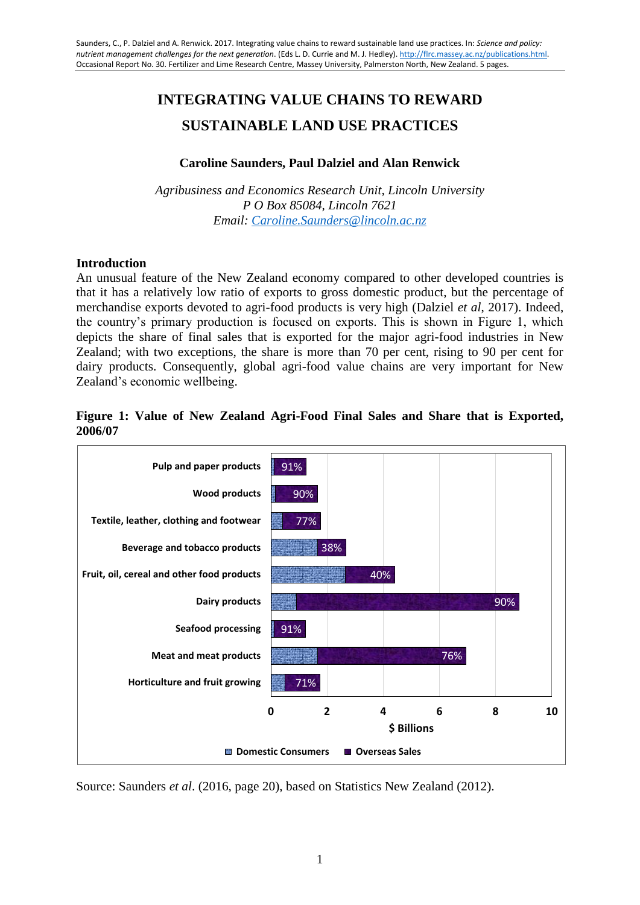Saunders, C., P. Dalziel and A. Renwick. 2017. Integrating value chains to reward sustainable land use practices. In: *Science and policy: nutrient management challenges for the next generation*. (Eds L. D. Currie and M. J. Hedley). http://flrc.massey.ac.nz/publications.html. Occasional Report No. 30. Fertilizer and Lime Research Centre, Massey University, Palmerston North, New Zealand. 5 pages.

# INTEGRATING VALUE CHAINS TO REWARD SUSTAINABLE LAND USE PRACTICES

**Caroline Saunders, Paul Dalziel and Alan Renwick**

*Agribusiness and Economics Research Unit, Lincoln University*
*P O Box 85084, Lincoln 7621*
*Email: Caroline.Saunders@lincoln.ac.nz*

## Introduction

An unusual feature of the New Zealand economy compared to other developed countries is that it has a relatively low ratio of exports to gross domestic product, but the percentage of merchandise exports devoted to agri-food products is very high (Dalziel *et al*, 2017). Indeed, the country's primary production is focused on exports. This is shown in Figure 1, which depicts the share of final sales that is exported for the major agri-food industries in New Zealand; with two exceptions, the share is more than 70 per cent, rising to 90 per cent for dairy products. Consequently, global agri-food value chains are very important for New Zealand's economic wellbeing.

**Figure 1: Value of New Zealand Agri-Food Final Sales and Share that is Exported, 2006/07**

Source: Saunders *et al*. (2016, page 20), based on Statistics New Zealand (2012).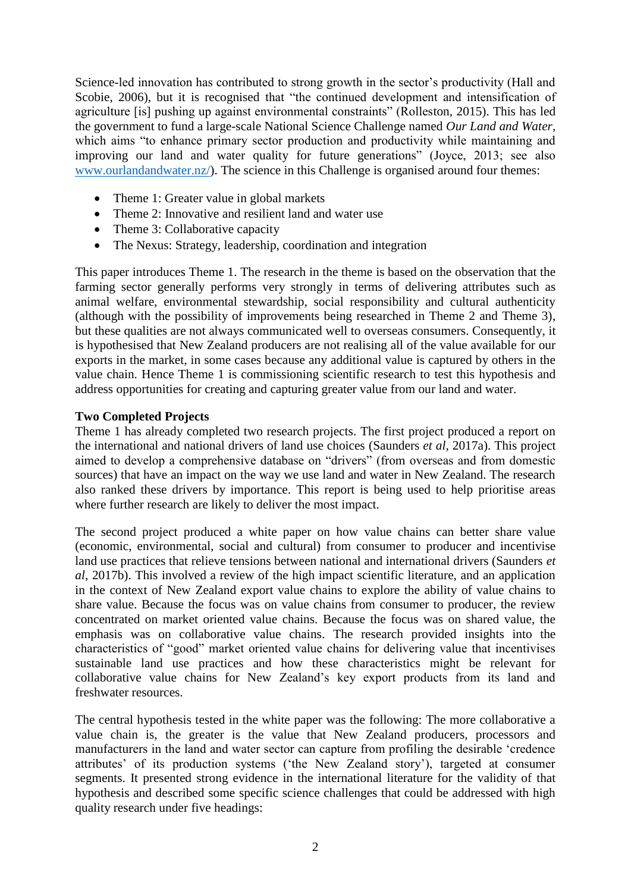Science-led innovation has contributed to strong growth in the sector's productivity (Hall and Scobie, 2006), but it is recognised that "the continued development and intensification of agriculture [is] pushing up against environmental constraints" (Rolleston, 2015). This has led the government to fund a large-scale National Science Challenge named *Our Land and Water*, which aims "to enhance primary sector production and productivity while maintaining and improving our land and water quality for future generations" (Joyce, 2013; see also www.ourlandandwater.nz/). The science in this Challenge is organised around four themes:

- Theme 1: Greater value in global markets
- Theme 2: Innovative and resilient land and water use
- Theme 3: Collaborative capacity
- The Nexus: Strategy, leadership, coordination and integration

This paper introduces Theme 1. The research in the theme is based on the observation that the farming sector generally performs very strongly in terms of delivering attributes such as animal welfare, environmental stewardship, social responsibility and cultural authenticity (although with the possibility of improvements being researched in Theme 2 and Theme 3), but these qualities are not always communicated well to overseas consumers. Consequently, it is hypothesised that New Zealand producers are not realising all of the value available for our exports in the market, in some cases because any additional value is captured by others in the value chain. Hence Theme 1 is commissioning scientific research to test this hypothesis and address opportunities for creating and capturing greater value from our land and water.

**Two Completed Projects**

Theme 1 has already completed two research projects. The first project produced a report on the international and national drivers of land use choices (Saunders *et al*, 2017a). This project aimed to develop a comprehensive database on "drivers" (from overseas and from domestic sources) that have an impact on the way we use land and water in New Zealand. The research also ranked these drivers by importance. This report is being used to help prioritise areas where further research are likely to deliver the most impact.

The second project produced a white paper on how value chains can better share value (economic, environmental, social and cultural) from consumer to producer and incentivise land use practices that relieve tensions between national and international drivers (Saunders *et al*, 2017b). This involved a review of the high impact scientific literature, and an application in the context of New Zealand export value chains to explore the ability of value chains to share value. Because the focus was on value chains from consumer to producer, the review concentrated on market oriented value chains. Because the focus was on shared value, the emphasis was on collaborative value chains. The research provided insights into the characteristics of "good" market oriented value chains for delivering value that incentivises sustainable land use practices and how these characteristics might be relevant for collaborative value chains for New Zealand's key export products from its land and freshwater resources.

The central hypothesis tested in the white paper was the following: The more collaborative a value chain is, the greater is the value that New Zealand producers, processors and manufacturers in the land and water sector can capture from profiling the desirable 'credence attributes' of its production systems ('the New Zealand story'), targeted at consumer segments. It presented strong evidence in the international literature for the validity of that hypothesis and described some specific science challenges that could be addressed with high quality research under five headings: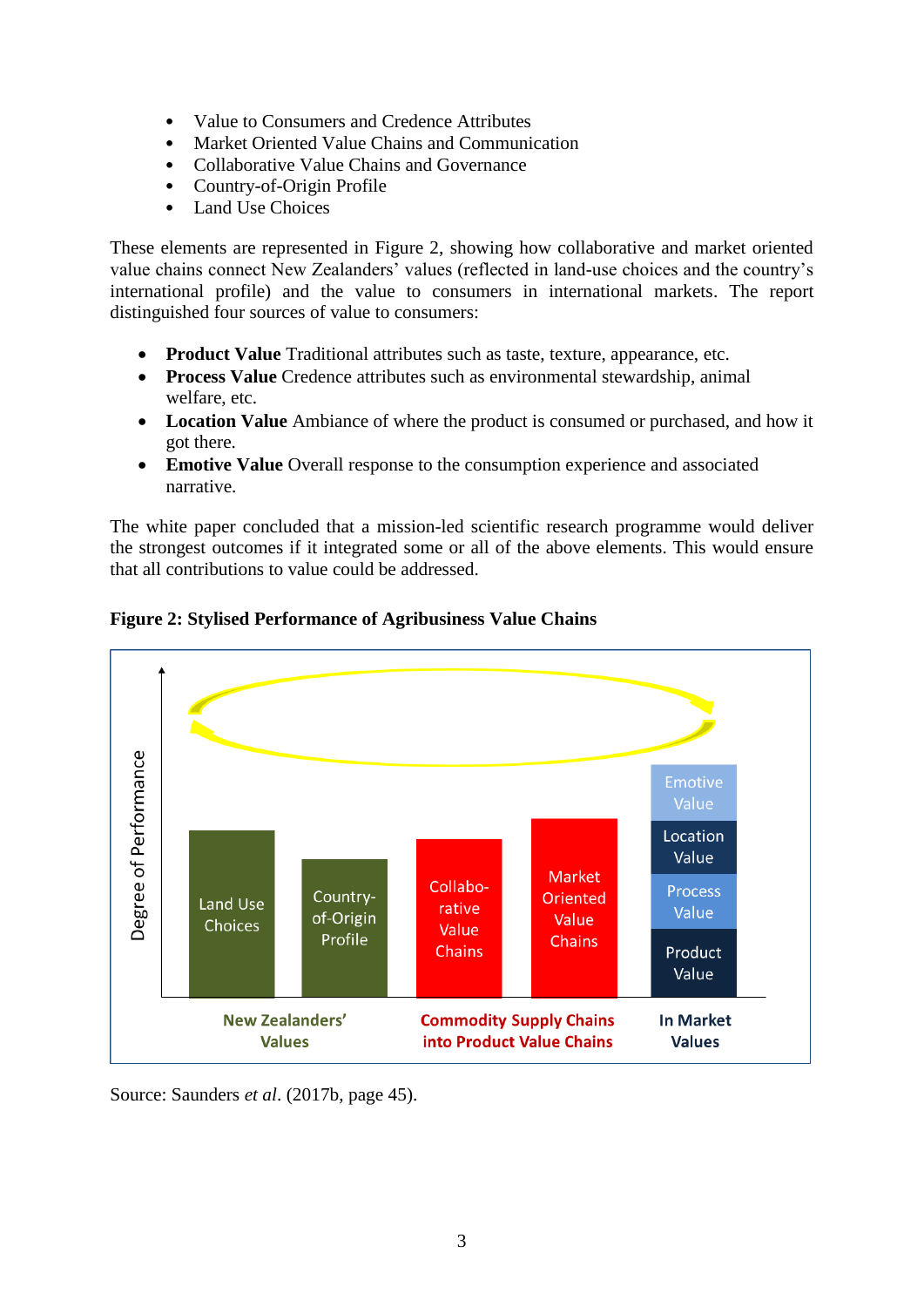- Value to Consumers and Credence Attributes
- Market Oriented Value Chains and Communication
- Collaborative Value Chains and Governance
- Country-of-Origin Profile
- Land Use Choices

These elements are represented in Figure 2, showing how collaborative and market oriented value chains connect New Zealanders' values (reflected in land-use choices and the country's international profile) and the value to consumers in international markets. The report distinguished four sources of value to consumers:

- **Product Value** Traditional attributes such as taste, texture, appearance, etc.
- **Process Value** Credence attributes such as environmental stewardship, animal welfare, etc.
- **Location Value** Ambiance of where the product is consumed or purchased, and how it got there.
- **Emotive Value** Overall response to the consumption experience and associated narrative.

The white paper concluded that a mission-led scientific research programme would deliver the strongest outcomes if it integrated some or all of the above elements. This would ensure that all contributions to value could be addressed.

**Figure 2: Stylised Performance of Agribusiness Value Chains**

Degree of Performance

Land Use Choices | Country-of-Origin Profile | Collaborative Value Chains | Market Oriented Value Chains | Product Value, Process Value, Location Value, Emotive Value

New Zealanders' Values | Commodity Supply Chains into Product Value Chains | In Market Values

Source: Saunders *et al*. (2017b, page 45).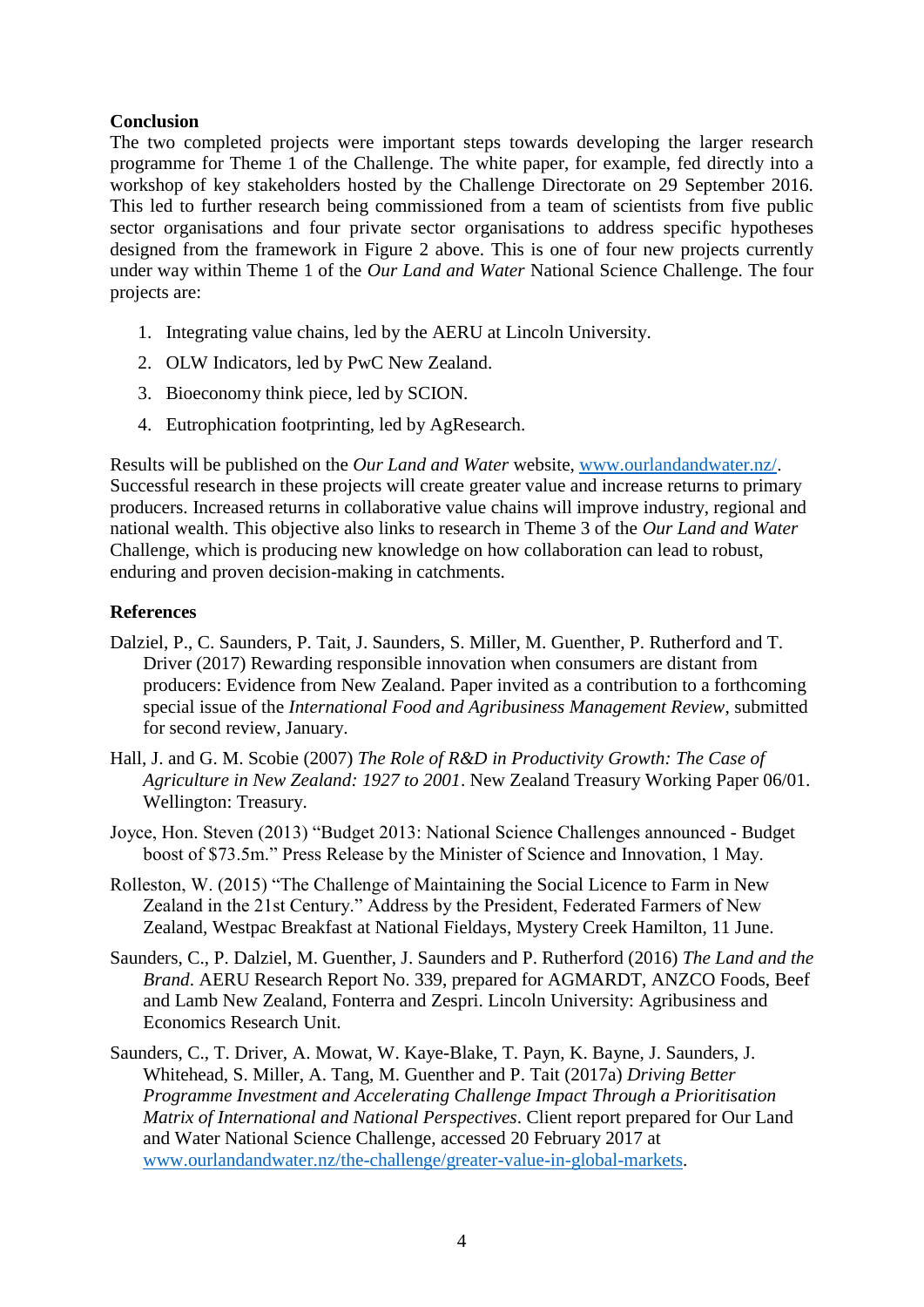## Conclusion

The two completed projects were important steps towards developing the larger research programme for Theme 1 of the Challenge. The white paper, for example, fed directly into a workshop of key stakeholders hosted by the Challenge Directorate on 29 September 2016. This led to further research being commissioned from a team of scientists from five public sector organisations and four private sector organisations to address specific hypotheses designed from the framework in Figure 2 above. This is one of four new projects currently under way within Theme 1 of the *Our Land and Water* National Science Challenge. The four projects are:

1. Integrating value chains, led by the AERU at Lincoln University.
2. OLW Indicators, led by PwC New Zealand.
3. Bioeconomy think piece, led by SCION.
4. Eutrophication footprinting, led by AgResearch.

Results will be published on the *Our Land and Water* website, www.ourlandandwater.nz/. Successful research in these projects will create greater value and increase returns to primary producers. Increased returns in collaborative value chains will improve industry, regional and national wealth. This objective also links to research in Theme 3 of the *Our Land and Water* Challenge, which is producing new knowledge on how collaboration can lead to robust, enduring and proven decision-making in catchments.

## References

Dalziel, P., C. Saunders, P. Tait, J. Saunders, S. Miller, M. Guenther, P. Rutherford and T. Driver (2017) Rewarding responsible innovation when consumers are distant from producers: Evidence from New Zealand. Paper invited as a contribution to a forthcoming special issue of the *International Food and Agribusiness Management Review*, submitted for second review, January.

Hall, J. and G. M. Scobie (2007) *The Role of R&D in Productivity Growth: The Case of Agriculture in New Zealand: 1927 to 2001*. New Zealand Treasury Working Paper 06/01. Wellington: Treasury.

Joyce, Hon. Steven (2013) "Budget 2013: National Science Challenges announced - Budget boost of $73.5m." Press Release by the Minister of Science and Innovation, 1 May.

Rolleston, W. (2015) "The Challenge of Maintaining the Social Licence to Farm in New Zealand in the 21st Century." Address by the President, Federated Farmers of New Zealand, Westpac Breakfast at National Fieldays, Mystery Creek Hamilton, 11 June.

Saunders, C., P. Dalziel, M. Guenther, J. Saunders and P. Rutherford (2016) *The Land and the Brand*. AERU Research Report No. 339, prepared for AGMARDT, ANZCO Foods, Beef and Lamb New Zealand, Fonterra and Zespri. Lincoln University: Agribusiness and Economics Research Unit.

Saunders, C., T. Driver, A. Mowat, W. Kaye-Blake, T. Payn, K. Bayne, J. Saunders, J. Whitehead, S. Miller, A. Tang, M. Guenther and P. Tait (2017a) *Driving Better Programme Investment and Accelerating Challenge Impact Through a Prioritisation Matrix of International and National Perspectives*. Client report prepared for Our Land and Water National Science Challenge, accessed 20 February 2017 at www.ourlandandwater.nz/the-challenge/greater-value-in-global-markets.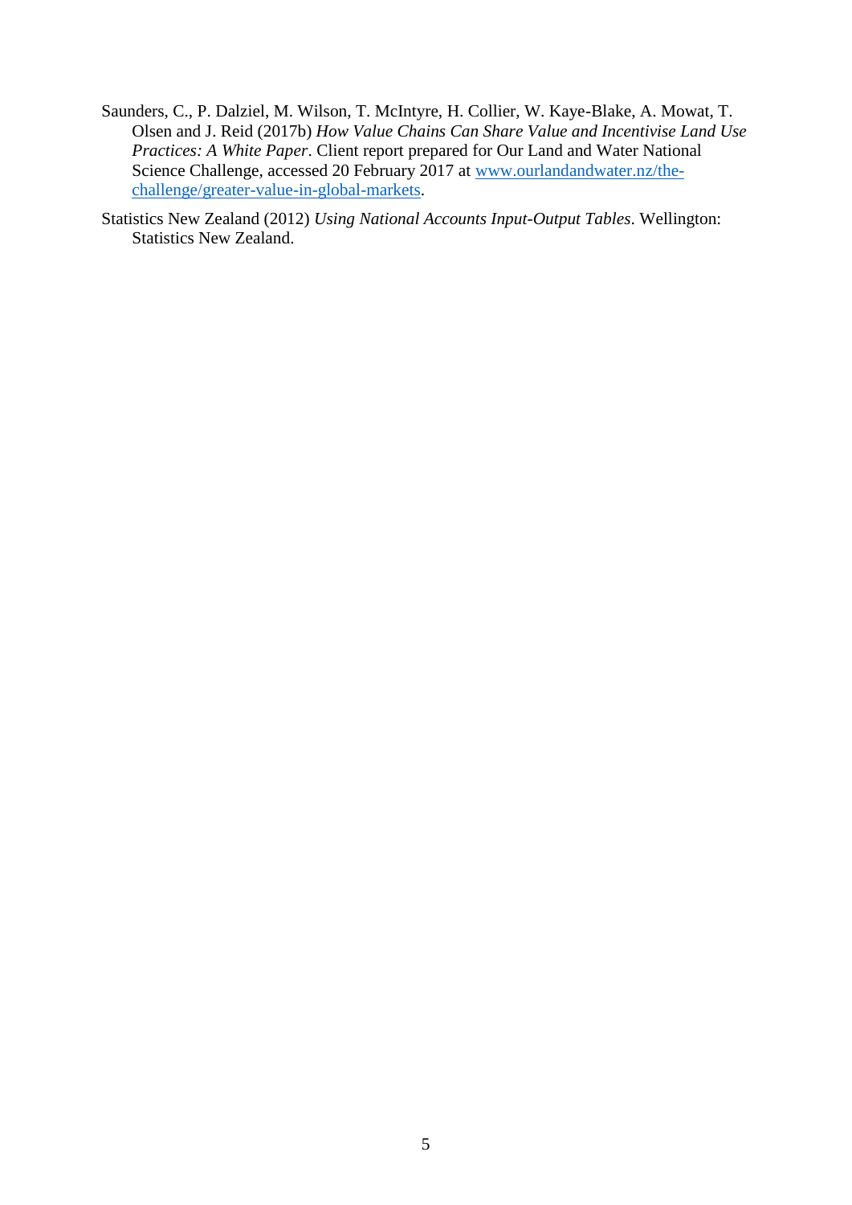Saunders, C., P. Dalziel, M. Wilson, T. McIntyre, H. Collier, W. Kaye-Blake, A. Mowat, T. Olsen and J. Reid (2017b) *How Value Chains Can Share Value and Incentivise Land Use Practices: A White Paper*. Client report prepared for Our Land and Water National Science Challenge, accessed 20 February 2017 at [www.ourlandandwater.nz/the-challenge/greater-value-in-global-markets](www.ourlandandwater.nz/the-challenge/greater-value-in-global-markets).

Statistics New Zealand (2012) *Using National Accounts Input-Output Tables*. Wellington: Statistics New Zealand.